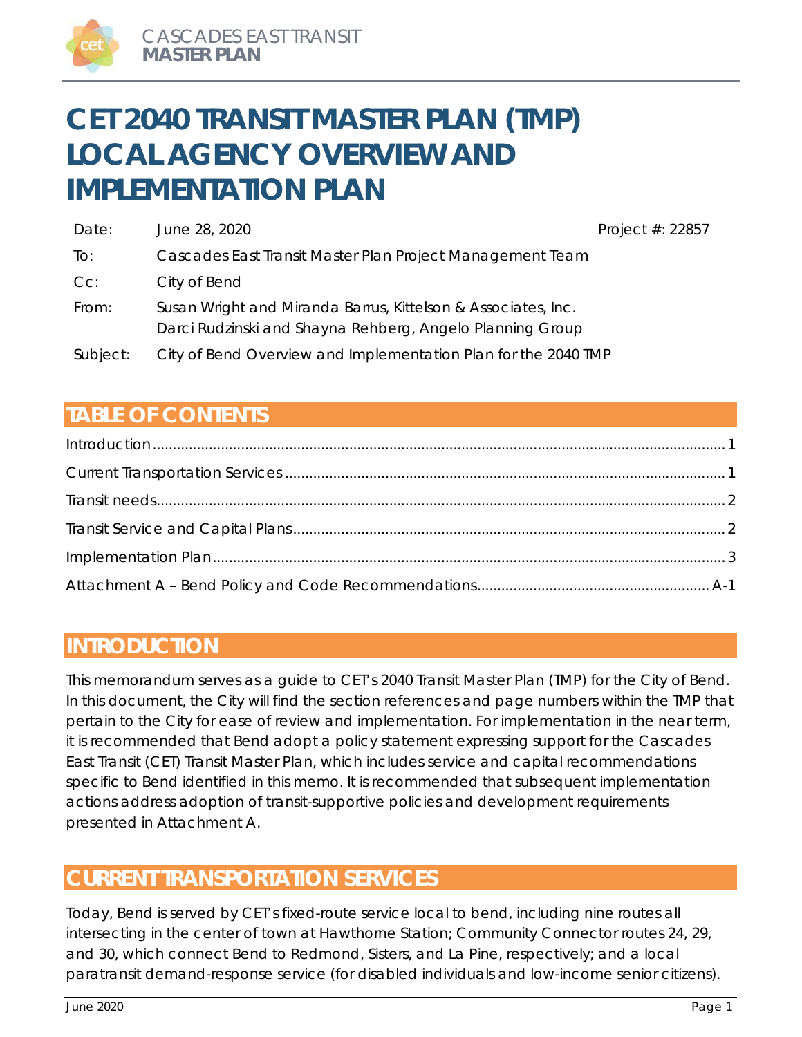# CET 2040 TRANSIT MASTER PLAN (TMP) LOCAL AGENCY OVERVIEW AND IMPLEMENTATION PLAN

| | | |
|---|---|---|
| Date: | June 28, 2020 | Project #: 22857 |
| To: | Cascades East Transit Master Plan Project Management Team | |
| Cc: | City of Bend | |
| From: | Susan Wright and Miranda Barrus, Kittelson & Associates, Inc.<br>Darci Rudzinski and Shayna Rehberg, Angelo Planning Group | |
| Subject: | City of Bend Overview and Implementation Plan for the 2040 TMP | |

## TABLE OF CONTENTS

- Introduction ... 1
- Current Transportation Services ... 1
- Transit needs ... 2
- Transit Service and Capital Plans ... 2
- Implementation Plan ... 3
- Attachment A – Bend Policy and Code Recommendations ... A-1

## INTRODUCTION

This memorandum serves as a guide to CET's 2040 Transit Master Plan (TMP) for the City of Bend. In this document, the City will find the section references and page numbers within the TMP that pertain to the City for ease of review and implementation. For implementation in the near term, it is recommended that Bend adopt a policy statement expressing support for the Cascades East Transit (CET) Transit Master Plan, which includes service and capital recommendations specific to Bend identified in this memo. It is recommended that subsequent implementation actions address adoption of transit-supportive policies and development requirements presented in Attachment A.

## CURRENT TRANSPORTATION SERVICES

Today, Bend is served by CET's fixed-route service local to bend, including nine routes all intersecting in the center of town at Hawthorne Station; Community Connector routes 24, 29, and 30, which connect Bend to Redmond, Sisters, and La Pine, respectively; and a local paratransit demand-response service (for disabled individuals and low-income senior citizens).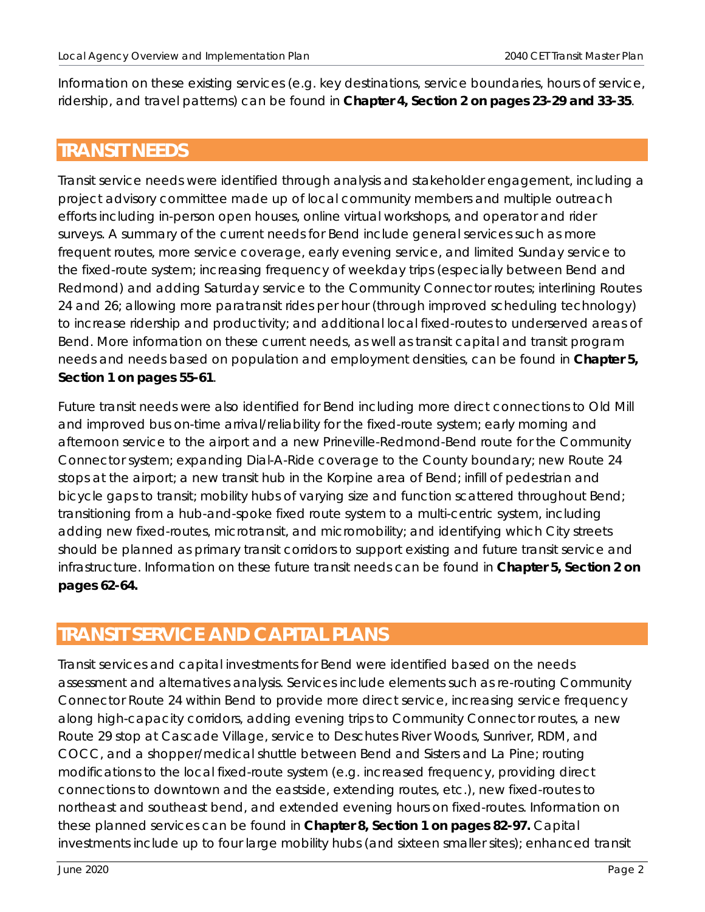Information on these existing services (e.g. key destinations, service boundaries, hours of service, ridership, and travel patterns) can be found in **Chapter 4, Section 2 on pages 23-29 and 33-35**.

## TRANSIT NEEDS

Transit service needs were identified through analysis and stakeholder engagement, including a project advisory committee made up of local community members and multiple outreach efforts including in-person open houses, online virtual workshops, and operator and rider surveys. A summary of the current needs for Bend include general services such as more frequent routes, more service coverage, early evening service, and limited Sunday service to the fixed-route system; increasing frequency of weekday trips (especially between Bend and Redmond) and adding Saturday service to the Community Connector routes; interlining Routes 24 and 26; allowing more paratransit rides per hour (through improved scheduling technology) to increase ridership and productivity; and additional local fixed-routes to underserved areas of Bend. More information on these current needs, as well as transit capital and transit program needs and needs based on population and employment densities, can be found in **Chapter 5, Section 1 on pages 55-61**.

Future transit needs were also identified for Bend including more direct connections to Old Mill and improved bus on-time arrival/reliability for the fixed-route system; early morning and afternoon service to the airport and a new Prineville-Redmond-Bend route for the Community Connector system; expanding Dial-A-Ride coverage to the County boundary; new Route 24 stops at the airport; a new transit hub in the Korpine area of Bend; infill of pedestrian and bicycle gaps to transit; mobility hubs of varying size and function scattered throughout Bend; transitioning from a hub-and-spoke fixed route system to a multi-centric system, including adding new fixed-routes, microtransit, and micromobility; and identifying which City streets should be planned as primary transit corridors to support existing and future transit service and infrastructure. Information on these future transit needs can be found in **Chapter 5, Section 2 on pages 62-64.**

## TRANSIT SERVICE AND CAPITAL PLANS

Transit services and capital investments for Bend were identified based on the needs assessment and alternatives analysis. Services include elements such as re-routing Community Connector Route 24 within Bend to provide more direct service, increasing service frequency along high-capacity corridors, adding evening trips to Community Connector routes, a new Route 29 stop at Cascade Village, service to Deschutes River Woods, Sunriver, RDM, and COCC, and a shopper/medical shuttle between Bend and Sisters and La Pine; routing modifications to the local fixed-route system (e.g. increased frequency, providing direct connections to downtown and the eastside, extending routes, etc.), new fixed-routes to northeast and southeast bend, and extended evening hours on fixed-routes. Information on these planned services can be found in **Chapter 8, Section 1 on pages 82-97.** Capital investments include up to four large mobility hubs (and sixteen smaller sites); enhanced transit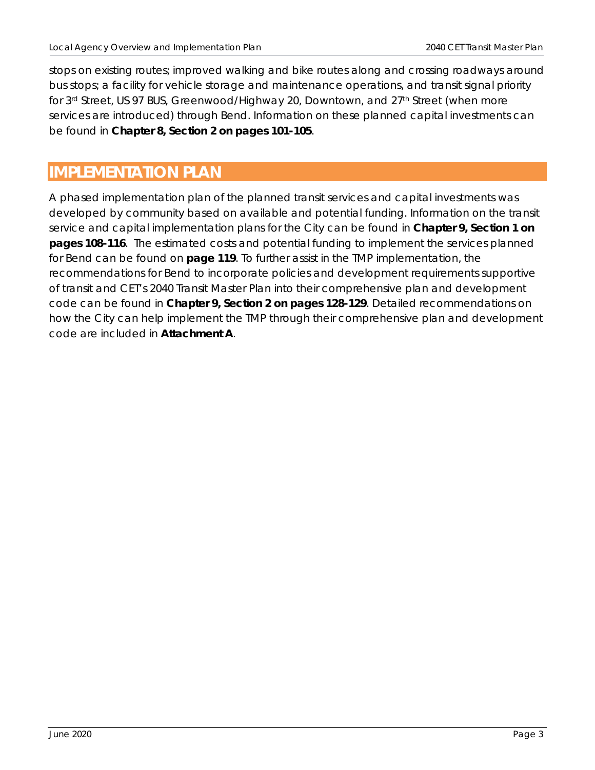stops on existing routes; improved walking and bike routes along and crossing roadways around bus stops; a facility for vehicle storage and maintenance operations, and transit signal priority for 3rd Street, US 97 BUS, Greenwood/Highway 20, Downtown, and 27th Street (when more services are introduced) through Bend. Information on these planned capital investments can be found in **Chapter 8, Section 2 on pages 101-105**.

## IMPLEMENTATION PLAN

A phased implementation plan of the planned transit services and capital investments was developed by community based on available and potential funding. Information on the transit service and capital implementation plans for the City can be found in **Chapter 9, Section 1 on pages 108-116**. The estimated costs and potential funding to implement the services planned for Bend can be found on **page 119**. To further assist in the TMP implementation, the recommendations for Bend to incorporate policies and development requirements supportive of transit and CET's 2040 Transit Master Plan into their comprehensive plan and development code can be found in **Chapter 9, Section 2 on pages 128-129**. Detailed recommendations on how the City can help implement the TMP through their comprehensive plan and development code are included in **Attachment A**.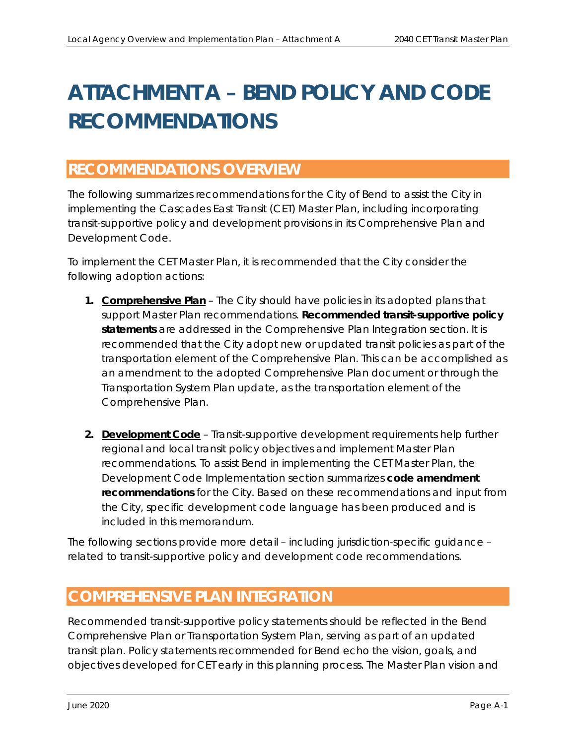# ATTACHMENT A – BEND POLICY AND CODE RECOMMENDATIONS

## RECOMMENDATIONS OVERVIEW

The following summarizes recommendations for the City of Bend to assist the City in implementing the Cascades East Transit (CET) Master Plan, including incorporating transit-supportive policy and development provisions in its Comprehensive Plan and Development Code.

To implement the CET Master Plan, it is recommended that the City consider the following adoption actions:

1. **Comprehensive Plan** – The City should have policies in its adopted plans that support Master Plan recommendations. **Recommended transit-supportive policy statements** are addressed in the Comprehensive Plan Integration section. It is recommended that the City adopt new or updated transit policies as part of the transportation element of the Comprehensive Plan. This can be accomplished as an amendment to the adopted Comprehensive Plan document or through the Transportation System Plan update, as the transportation element of the Comprehensive Plan.

2. **Development Code** – Transit-supportive development requirements help further regional and local transit policy objectives and implement Master Plan recommendations. To assist Bend in implementing the CET Master Plan, the Development Code Implementation section summarizes **code amendment recommendations** for the City. Based on these recommendations and input from the City, specific development code language has been produced and is included in this memorandum.

The following sections provide more detail – including jurisdiction-specific guidance – related to transit-supportive policy and development code recommendations.

## COMPREHENSIVE PLAN INTEGRATION

Recommended transit-supportive policy statements should be reflected in the Bend Comprehensive Plan or Transportation System Plan, serving as part of an updated transit plan. Policy statements recommended for Bend echo the vision, goals, and objectives developed for CET early in this planning process. The Master Plan vision and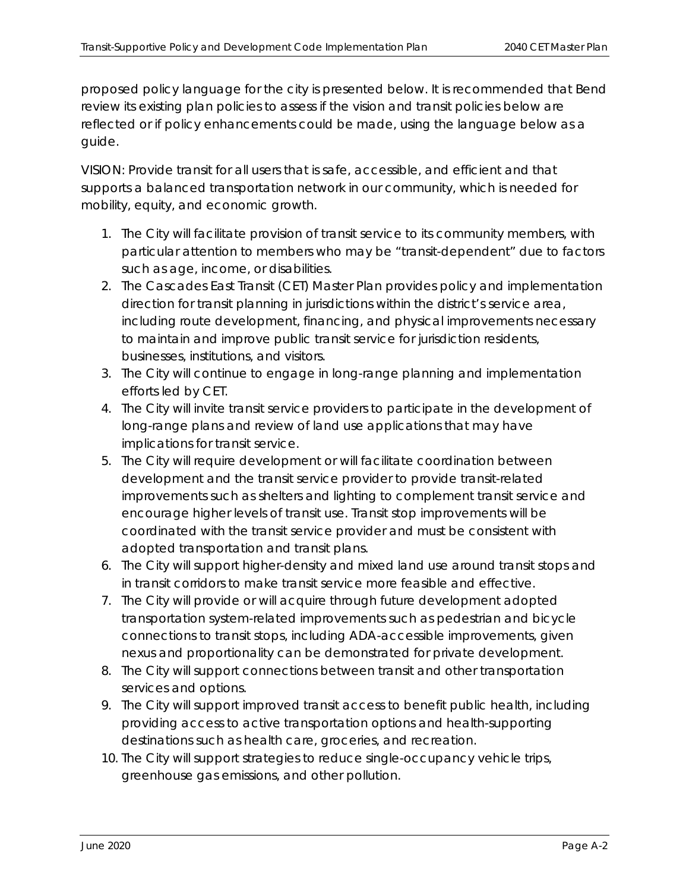proposed policy language for the city is presented below. It is recommended that Bend review its existing plan policies to assess if the vision and transit policies below are reflected or if policy enhancements could be made, using the language below as a guide.

VISION: Provide transit for all users that is safe, accessible, and efficient and that supports a balanced transportation network in our community, which is needed for mobility, equity, and economic growth.

1. The City will facilitate provision of transit service to its community members, with particular attention to members who may be "transit-dependent" due to factors such as age, income, or disabilities.
2. The Cascades East Transit (CET) Master Plan provides policy and implementation direction for transit planning in jurisdictions within the district's service area, including route development, financing, and physical improvements necessary to maintain and improve public transit service for jurisdiction residents, businesses, institutions, and visitors.
3. The City will continue to engage in long-range planning and implementation efforts led by CET.
4. The City will invite transit service providers to participate in the development of long-range plans and review of land use applications that may have implications for transit service.
5. The City will require development or will facilitate coordination between development and the transit service provider to provide transit-related improvements such as shelters and lighting to complement transit service and encourage higher levels of transit use. Transit stop improvements will be coordinated with the transit service provider and must be consistent with adopted transportation and transit plans.
6. The City will support higher-density and mixed land use around transit stops and in transit corridors to make transit service more feasible and effective.
7. The City will provide or will acquire through future development adopted transportation system-related improvements such as pedestrian and bicycle connections to transit stops, including ADA-accessible improvements, given nexus and proportionality can be demonstrated for private development.
8. The City will support connections between transit and other transportation services and options.
9. The City will support improved transit access to benefit public health, including providing access to active transportation options and health-supporting destinations such as health care, groceries, and recreation.
10. The City will support strategies to reduce single-occupancy vehicle trips, greenhouse gas emissions, and other pollution.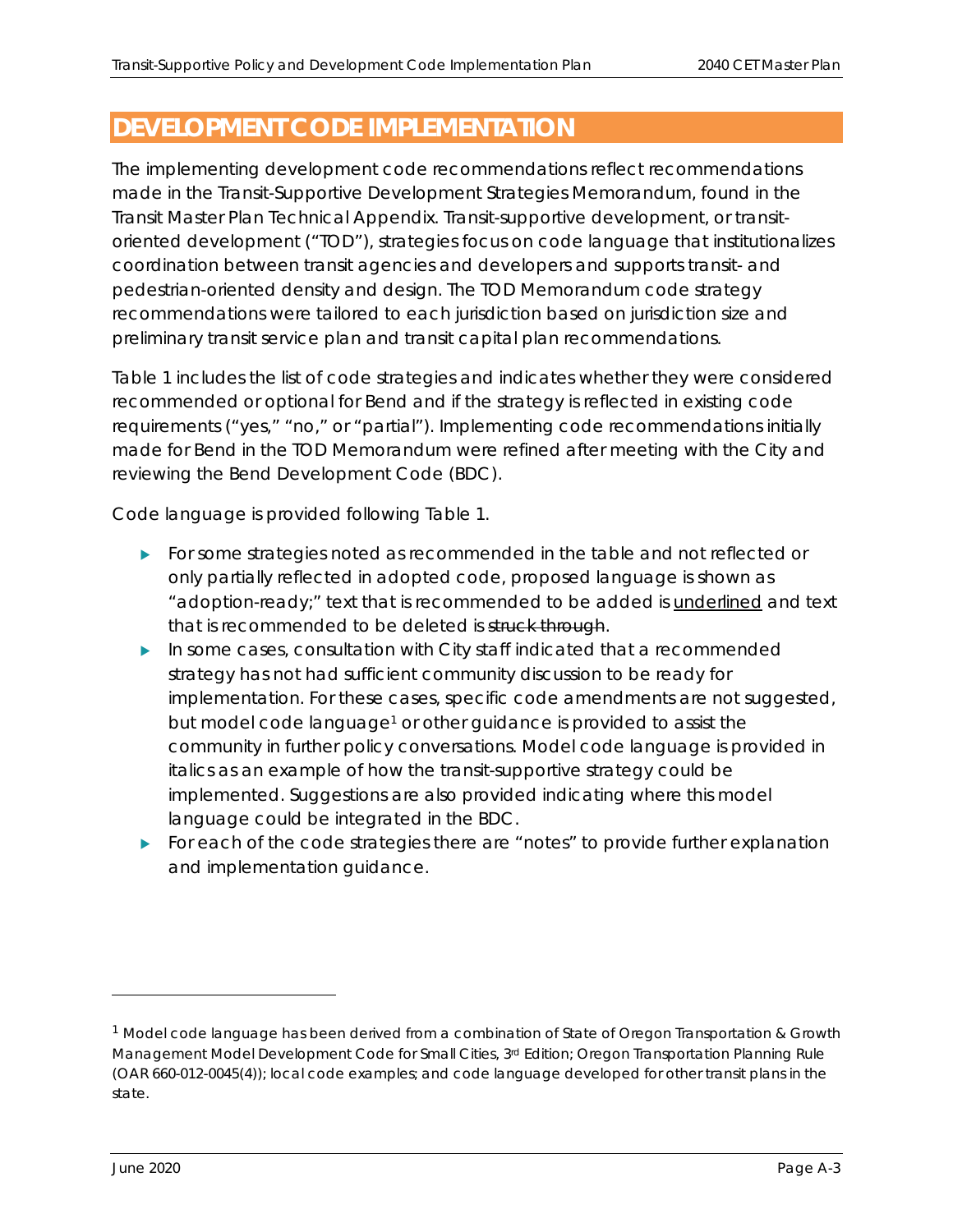# DEVELOPMENT CODE IMPLEMENTATION

The implementing development code recommendations reflect recommendations made in the Transit-Supportive Development Strategies Memorandum, found in the Transit Master Plan Technical Appendix. Transit-supportive development, or transit-oriented development ("TOD"), strategies focus on code language that institutionalizes coordination between transit agencies and developers and supports transit- and pedestrian-oriented density and design. The TOD Memorandum code strategy recommendations were tailored to each jurisdiction based on jurisdiction size and preliminary transit service plan and transit capital plan recommendations.

Table 1 includes the list of code strategies and indicates whether they were considered recommended or optional for Bend and if the strategy is reflected in existing code requirements ("yes," "no," or "partial"). Implementing code recommendations initially made for Bend in the TOD Memorandum were refined after meeting with the City and reviewing the Bend Development Code (BDC).

Code language is provided following Table 1.

- For some strategies noted as recommended in the table and not reflected or only partially reflected in adopted code, proposed language is shown as "adoption-ready;" text that is recommended to be added is <u>underlined</u> and text that is recommended to be deleted is ~~struck through~~.
- In some cases, consultation with City staff indicated that a recommended strategy has not had sufficient community discussion to be ready for implementation. For these cases, specific code amendments are not suggested, but model code language[1] or other guidance is provided to assist the community in further policy conversations. Model code language is provided in italics as an example of how the transit-supportive strategy could be implemented. Suggestions are also provided indicating where this model language could be integrated in the BDC.
- For each of the code strategies there are "notes" to provide further explanation and implementation guidance.

[1] Model code language has been derived from a combination of State of Oregon Transportation & Growth Management Model Development Code for Small Cities, 3rd Edition; Oregon Transportation Planning Rule (OAR 660-012-0045(4)); local code examples; and code language developed for other transit plans in the state.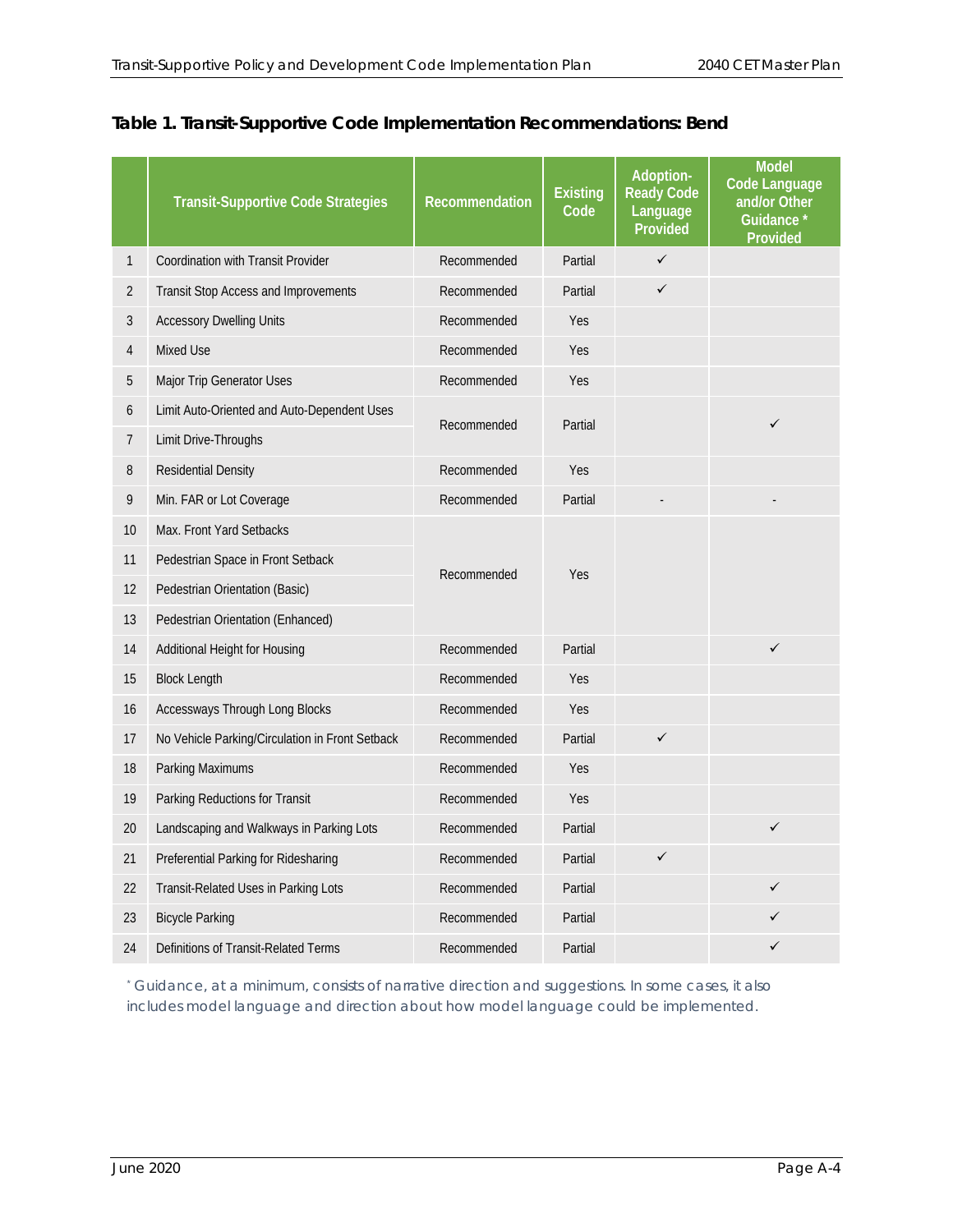## Table 1. Transit-Supportive Code Implementation Recommendations: Bend

| | Transit-Supportive Code Strategies | Recommendation | Existing Code | Adoption-Ready Code Language Provided | Model Code Language and/or Other Guidance * Provided |
|---|---|---|---|---|---|
| 1 | Coordination with Transit Provider | Recommended | Partial | ✓ | |
| 2 | Transit Stop Access and Improvements | Recommended | Partial | ✓ | |
| 3 | Accessory Dwelling Units | Recommended | Yes | | |
| 4 | Mixed Use | Recommended | Yes | | |
| 5 | Major Trip Generator Uses | Recommended | Yes | | |
| 6 | Limit Auto-Oriented and Auto-Dependent Uses | Recommended | Partial | | ✓ |
| 7 | Limit Drive-Throughs | | | | |
| 8 | Residential Density | Recommended | Yes | | |
| 9 | Min. FAR or Lot Coverage | Recommended | Partial | - | - |
| 10 | Max. Front Yard Setbacks | Recommended | Yes | | |
| 11 | Pedestrian Space in Front Setback | | | | |
| 12 | Pedestrian Orientation (Basic) | | | | |
| 13 | Pedestrian Orientation (Enhanced) | | | | |
| 14 | Additional Height for Housing | Recommended | Partial | | ✓ |
| 15 | Block Length | Recommended | Yes | | |
| 16 | Accessways Through Long Blocks | Recommended | Yes | | |
| 17 | No Vehicle Parking/Circulation in Front Setback | Recommended | Partial | ✓ | |
| 18 | Parking Maximums | Recommended | Yes | | |
| 19 | Parking Reductions for Transit | Recommended | Yes | | |
| 20 | Landscaping and Walkways in Parking Lots | Recommended | Partial | | ✓ |
| 21 | Preferential Parking for Ridesharing | Recommended | Partial | ✓ | |
| 22 | Transit-Related Uses in Parking Lots | Recommended | Partial | | ✓ |
| 23 | Bicycle Parking | Recommended | Partial | | ✓ |
| 24 | Definitions of Transit-Related Terms | Recommended | Partial | | ✓ |

* Guidance, at a minimum, consists of narrative direction and suggestions. In some cases, it also includes model language and direction about how model language could be implemented.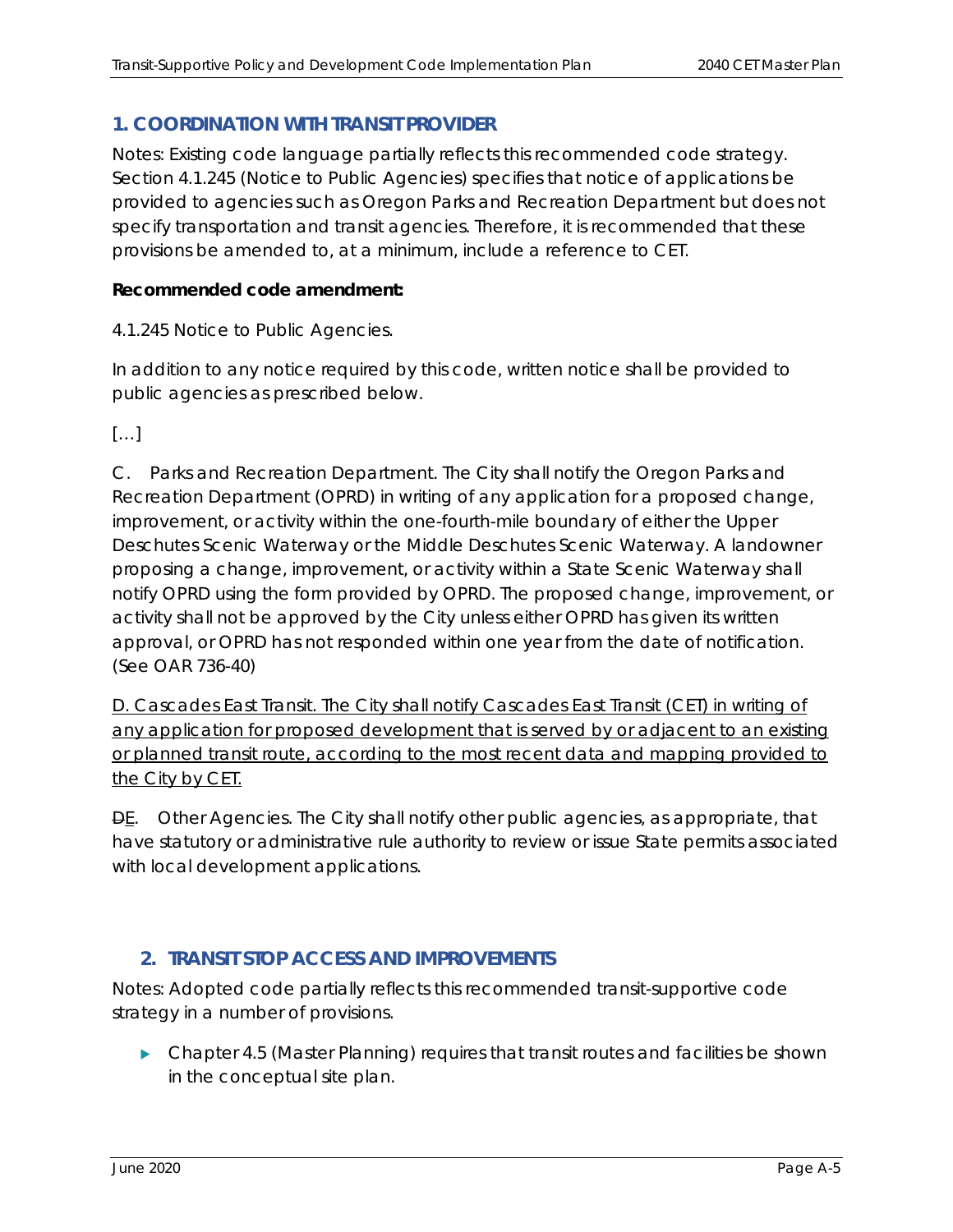## 1. COORDINATION WITH TRANSIT PROVIDER

Notes: Existing code language partially reflects this recommended code strategy. Section 4.1.245 (Notice to Public Agencies) specifies that notice of applications be provided to agencies such as Oregon Parks and Recreation Department but does not specify transportation and transit agencies. Therefore, it is recommended that these provisions be amended to, at a minimum, include a reference to CET.

**Recommended code amendment:**

*4.1.245 Notice to Public Agencies.*

*In addition to any notice required by this code, written notice shall be provided to public agencies as prescribed below.*

*[…]*

*C. Parks and Recreation Department. The City shall notify the Oregon Parks and Recreation Department (OPRD) in writing of any application for a proposed change, improvement, or activity within the one-fourth-mile boundary of either the Upper Deschutes Scenic Waterway or the Middle Deschutes Scenic Waterway. A landowner proposing a change, improvement, or activity within a State Scenic Waterway shall notify OPRD using the form provided by OPRD. The proposed change, improvement, or activity shall not be approved by the City unless either OPRD has given its written approval, or OPRD has not responded within one year from the date of notification. (See OAR 736-40)*

<u>*D. Cascades East Transit. The City shall notify Cascades East Transit (CET) in writing of any application for proposed development that is served by or adjacent to an existing or planned transit route, according to the most recent data and mapping provided to the City by CET.*</u>

*~~D~~<u>E</u>. Other Agencies. The City shall notify other public agencies, as appropriate, that have statutory or administrative rule authority to review or issue State permits associated with local development applications.*

## 2. TRANSIT STOP ACCESS AND IMPROVEMENTS

Notes: Adopted code partially reflects this recommended transit-supportive code strategy in a number of provisions.

- Chapter 4.5 (Master Planning) requires that transit routes and facilities be shown in the conceptual site plan.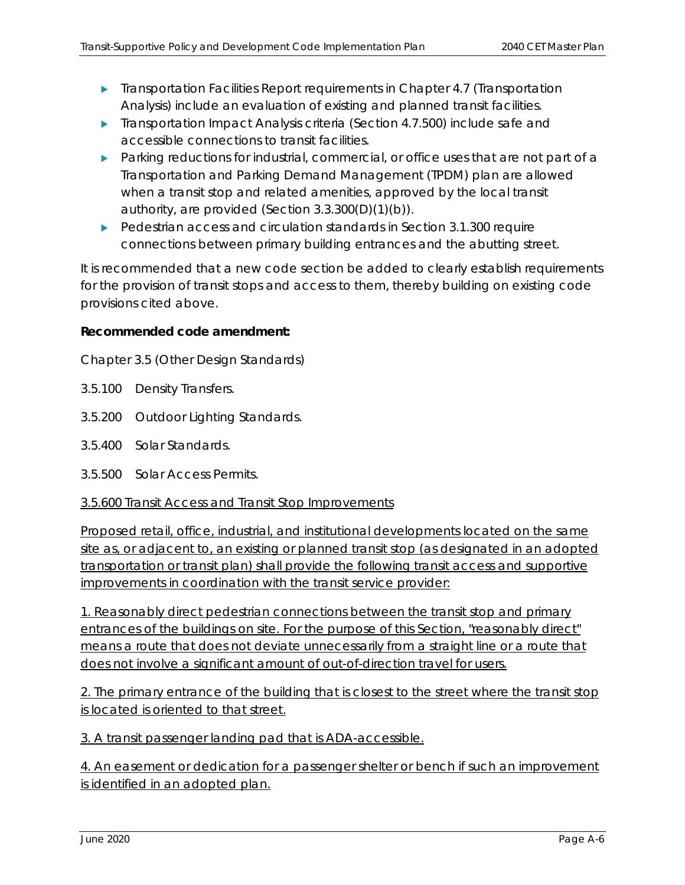- Transportation Facilities Report requirements in Chapter 4.7 (Transportation Analysis) include an evaluation of existing and planned transit facilities.
- Transportation Impact Analysis criteria (Section 4.7.500) include safe and accessible connections to transit facilities.
- Parking reductions for industrial, commercial, or office uses that are not part of a Transportation and Parking Demand Management (TPDM) plan are allowed when a transit stop and related amenities, approved by the local transit authority, are provided (Section 3.3.300(D)(1)(b)).
- Pedestrian access and circulation standards in Section 3.1.300 require connections between primary building entrances and the abutting street.

It is recommended that a new code section be added to clearly establish requirements for the provision of transit stops and access to them, thereby building on existing code provisions cited above.

**Recommended code amendment:**

Chapter 3.5 (Other Design Standards)

3.5.100 Density Transfers.

3.5.200 Outdoor Lighting Standards.

3.5.400 Solar Standards.

3.5.500 Solar Access Permits.

<u>3.5.600 Transit Access and Transit Stop Improvements</u>

<u>Proposed retail, office, industrial, and institutional developments located on the same site as, or adjacent to, an existing or planned transit stop (as designated in an adopted transportation or transit plan) shall provide the following transit access and supportive improvements in coordination with the transit service provider:</u>

<u>1. Reasonably direct pedestrian connections between the transit stop and primary entrances of the buildings on site. For the purpose of this Section, "reasonably direct" means a route that does not deviate unnecessarily from a straight line or a route that does not involve a significant amount of out-of-direction travel for users.</u>

<u>2. The primary entrance of the building that is closest to the street where the transit stop is located is oriented to that street.</u>

<u>3. A transit passenger landing pad that is ADA-accessible.</u>

<u>4. An easement or dedication for a passenger shelter or bench if such an improvement is identified in an adopted plan.</u>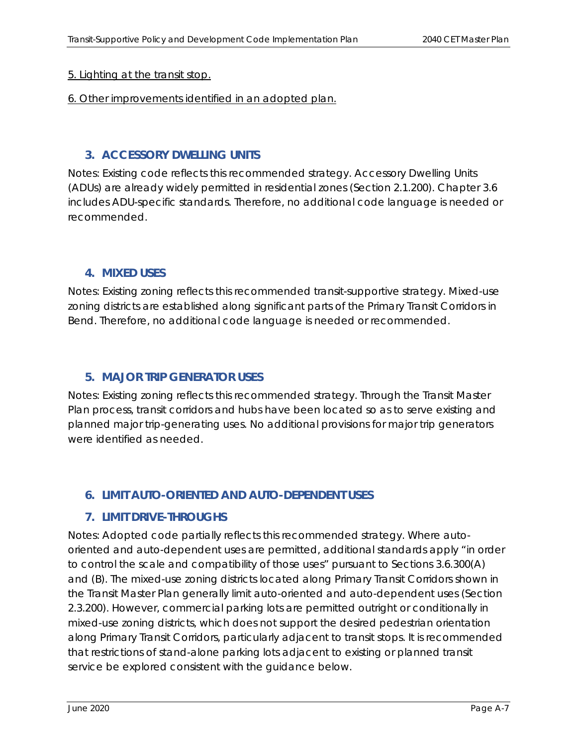<u>5. Lighting at the transit stop.</u>

<u>6. Other improvements identified in an adopted plan.</u>

### 3. ACCESSORY DWELLING UNITS

Notes: Existing code reflects this recommended strategy. Accessory Dwelling Units (ADUs) are already widely permitted in residential zones (Section 2.1.200). Chapter 3.6 includes ADU-specific standards. Therefore, no additional code language is needed or recommended.

### 4. MIXED USES

Notes: Existing zoning reflects this recommended transit-supportive strategy. Mixed-use zoning districts are established along significant parts of the Primary Transit Corridors in Bend. Therefore, no additional code language is needed or recommended.

### 5. MAJOR TRIP GENERATOR USES

Notes: Existing zoning reflects this recommended strategy. Through the Transit Master Plan process, transit corridors and hubs have been located so as to serve existing and planned major trip-generating uses. No additional provisions for major trip generators were identified as needed.

### 6. LIMIT AUTO-ORIENTED AND AUTO-DEPENDENT USES

### 7. LIMIT DRIVE-THROUGHS

Notes: Adopted code partially reflects this recommended strategy. Where auto-oriented and auto-dependent uses are permitted, additional standards apply "in order to control the scale and compatibility of those uses" pursuant to Sections 3.6.300(A) and (B). The mixed-use zoning districts located along Primary Transit Corridors shown in the Transit Master Plan generally limit auto-oriented and auto-dependent uses (Section 2.3.200). However, commercial parking lots are permitted outright or conditionally in mixed-use zoning districts, which does not support the desired pedestrian orientation along Primary Transit Corridors, particularly adjacent to transit stops. It is recommended that restrictions of stand-alone parking lots adjacent to existing or planned transit service be explored consistent with the guidance below.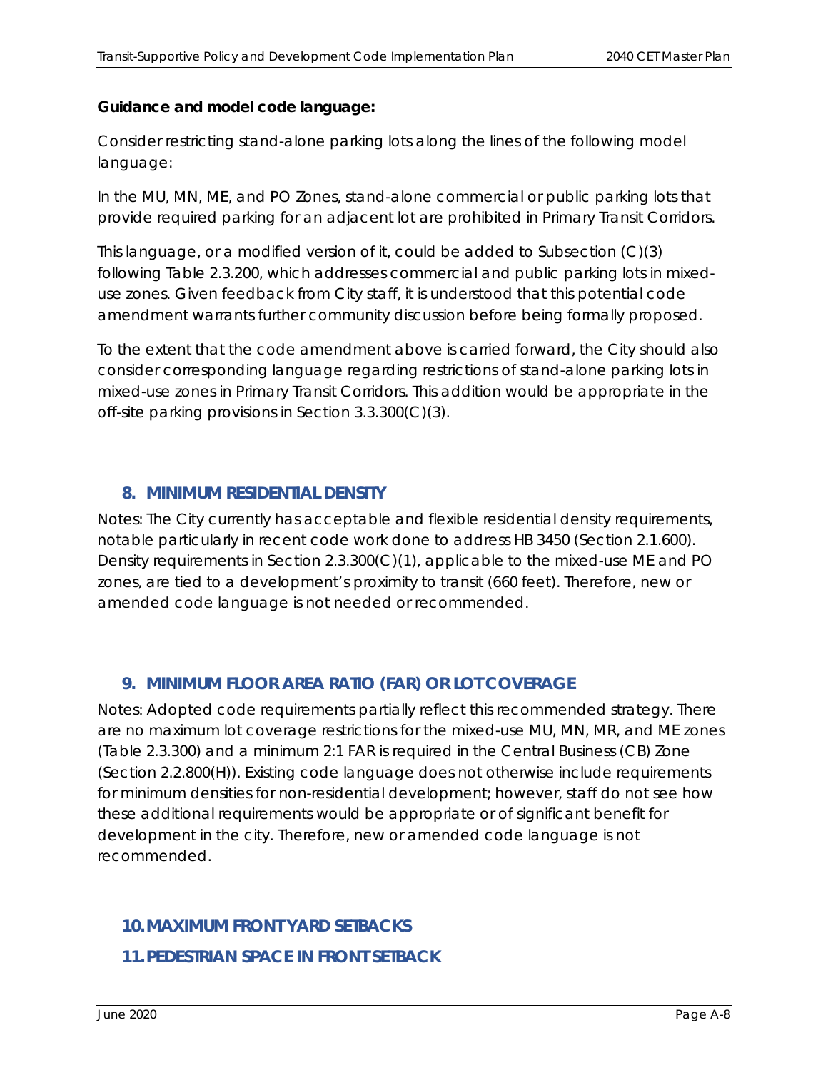**Guidance and model code language:**

Consider restricting stand-alone parking lots along the lines of the following model language:

In the MU, MN, ME, and PO Zones, stand-alone commercial or public parking lots that provide required parking for an adjacent lot are prohibited in Primary Transit Corridors.

This language, or a modified version of it, could be added to Subsection (C)(3) following Table 2.3.200, which addresses commercial and public parking lots in mixed-use zones. Given feedback from City staff, it is understood that this potential code amendment warrants further community discussion before being formally proposed.

To the extent that the code amendment above is carried forward, the City should also consider corresponding language regarding restrictions of stand-alone parking lots in mixed-use zones in Primary Transit Corridors. This addition would be appropriate in the off-site parking provisions in Section 3.3.300(C)(3).

### 8. MINIMUM RESIDENTIAL DENSITY

Notes: The City currently has acceptable and flexible residential density requirements, notable particularly in recent code work done to address HB 3450 (Section 2.1.600). Density requirements in Section 2.3.300(C)(1), applicable to the mixed-use ME and PO zones, are tied to a development's proximity to transit (660 feet). Therefore, new or amended code language is not needed or recommended.

### 9. MINIMUM FLOOR AREA RATIO (FAR) OR LOT COVERAGE

Notes: Adopted code requirements partially reflect this recommended strategy. There are no maximum lot coverage restrictions for the mixed-use MU, MN, MR, and ME zones (Table 2.3.300) and a minimum 2:1 FAR is required in the Central Business (CB) Zone (Section 2.2.800(H)). Existing code language does not otherwise include requirements for minimum densities for non-residential development; however, staff do not see how these additional requirements would be appropriate or of significant benefit for development in the city. Therefore, new or amended code language is not recommended.

### 10. MAXIMUM FRONT YARD SETBACKS

### 11. PEDESTRIAN SPACE IN FRONT SETBACK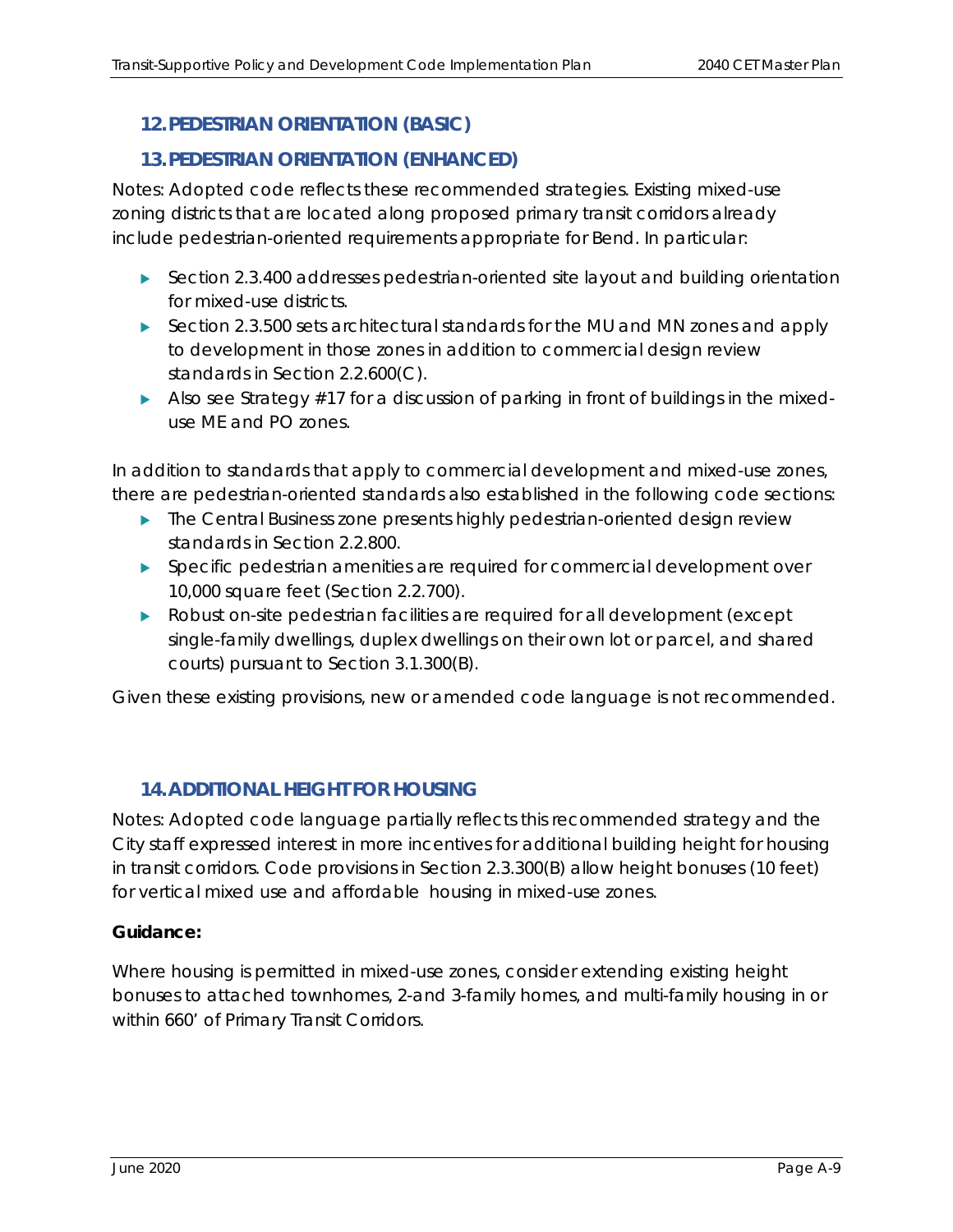## 12. PEDESTRIAN ORIENTATION (BASIC)

## 13. PEDESTRIAN ORIENTATION (ENHANCED)

Notes: Adopted code reflects these recommended strategies. Existing mixed-use zoning districts that are located along proposed primary transit corridors already include pedestrian-oriented requirements appropriate for Bend. In particular:

- Section 2.3.400 addresses pedestrian-oriented site layout and building orientation for mixed-use districts.
- Section 2.3.500 sets architectural standards for the MU and MN zones and apply to development in those zones in addition to commercial design review standards in Section 2.2.600(C).
- Also see Strategy #17 for a discussion of parking in front of buildings in the mixed-use ME and PO zones.

In addition to standards that apply to commercial development and mixed-use zones, there are pedestrian-oriented standards also established in the following code sections:

- The Central Business zone presents highly pedestrian-oriented design review standards in Section 2.2.800.
- Specific pedestrian amenities are required for commercial development over 10,000 square feet (Section 2.2.700).
- Robust on-site pedestrian facilities are required for all development (except single-family dwellings, duplex dwellings on their own lot or parcel, and shared courts) pursuant to Section 3.1.300(B).

Given these existing provisions, new or amended code language is not recommended.

## 14. ADDITIONAL HEIGHT FOR HOUSING

Notes: Adopted code language partially reflects this recommended strategy and the City staff expressed interest in more incentives for additional building height for housing in transit corridors. Code provisions in Section 2.3.300(B) allow height bonuses (10 feet) for vertical mixed use and affordable housing in mixed-use zones.

**Guidance:**

Where housing is permitted in mixed-use zones, consider extending existing height bonuses to attached townhomes, 2-and 3-family homes, and multi-family housing in or within 660' of Primary Transit Corridors.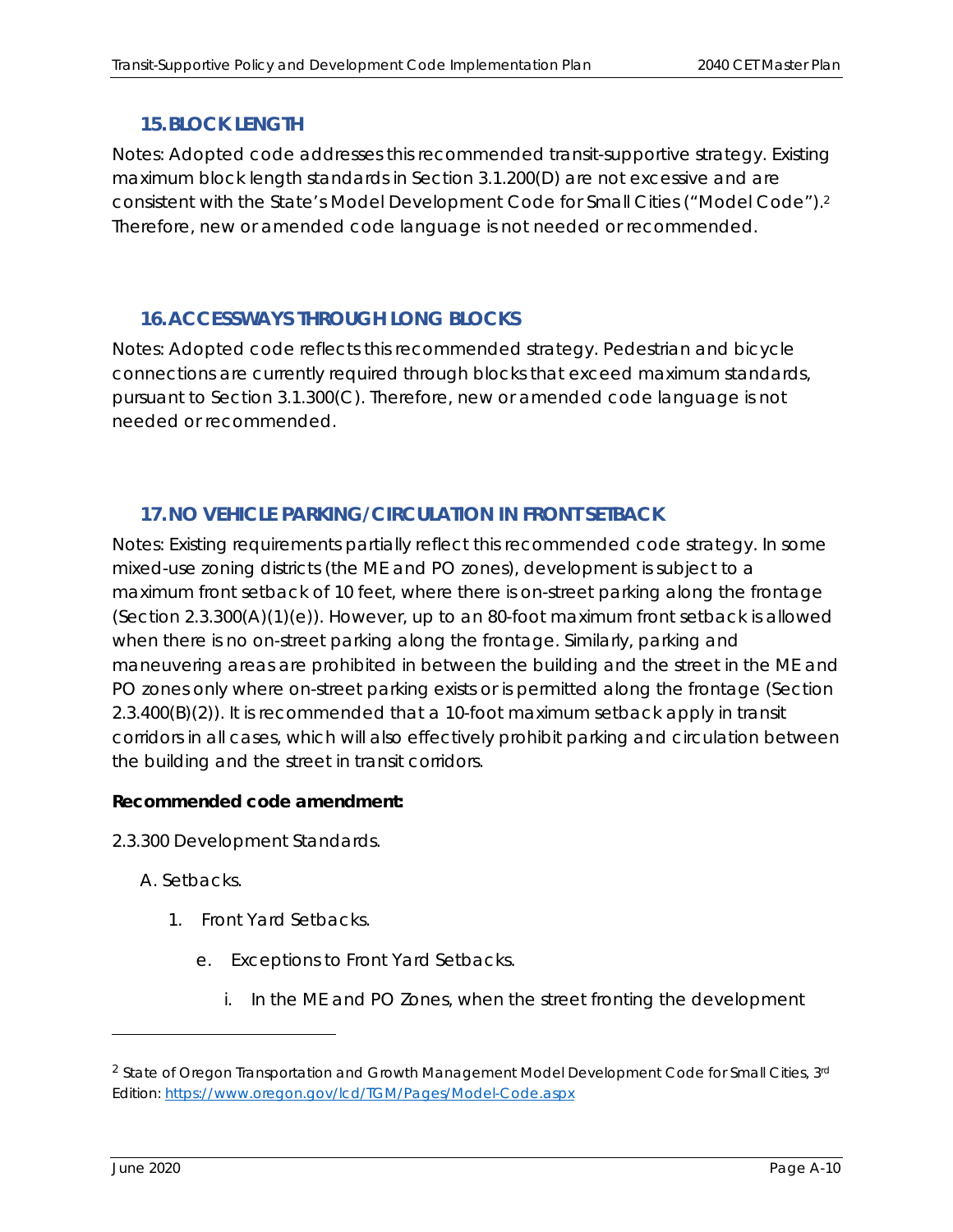## 15. BLOCK LENGTH

Notes: Adopted code addresses this recommended transit-supportive strategy. Existing maximum block length standards in Section 3.1.200(D) are not excessive and are consistent with the State's Model Development Code for Small Cities ("Model Code").[2] Therefore, new or amended code language is not needed or recommended.

## 16. ACCESSWAYS THROUGH LONG BLOCKS

Notes: Adopted code reflects this recommended strategy. Pedestrian and bicycle connections are currently required through blocks that exceed maximum standards, pursuant to Section 3.1.300(C). Therefore, new or amended code language is not needed or recommended.

## 17. NO VEHICLE PARKING/CIRCULATION IN FRONT SETBACK

Notes: Existing requirements partially reflect this recommended code strategy. In some mixed-use zoning districts (the ME and PO zones), development is subject to a maximum front setback of 10 feet, where there is on-street parking along the frontage (Section 2.3.300(A)(1)(e)). However, up to an 80-foot maximum front setback is allowed when there is no on-street parking along the frontage. Similarly, parking and maneuvering areas are prohibited in between the building and the street in the ME and PO zones only where on-street parking exists or is permitted along the frontage (Section 2.3.400(B)(2)). It is recommended that a 10-foot maximum setback apply in transit corridors in all cases, which will also effectively prohibit parking and circulation between the building and the street in transit corridors.

**Recommended code amendment:**

2.3.300 Development Standards.

A. Setbacks.

1. Front Yard Setbacks.

   e. Exceptions to Front Yard Setbacks.

      i. In the ME and PO Zones, when the street fronting the development

---

[2] State of Oregon Transportation and Growth Management Model Development Code for Small Cities, 3rd Edition: https://www.oregon.gov/lcd/TGM/Pages/Model-Code.aspx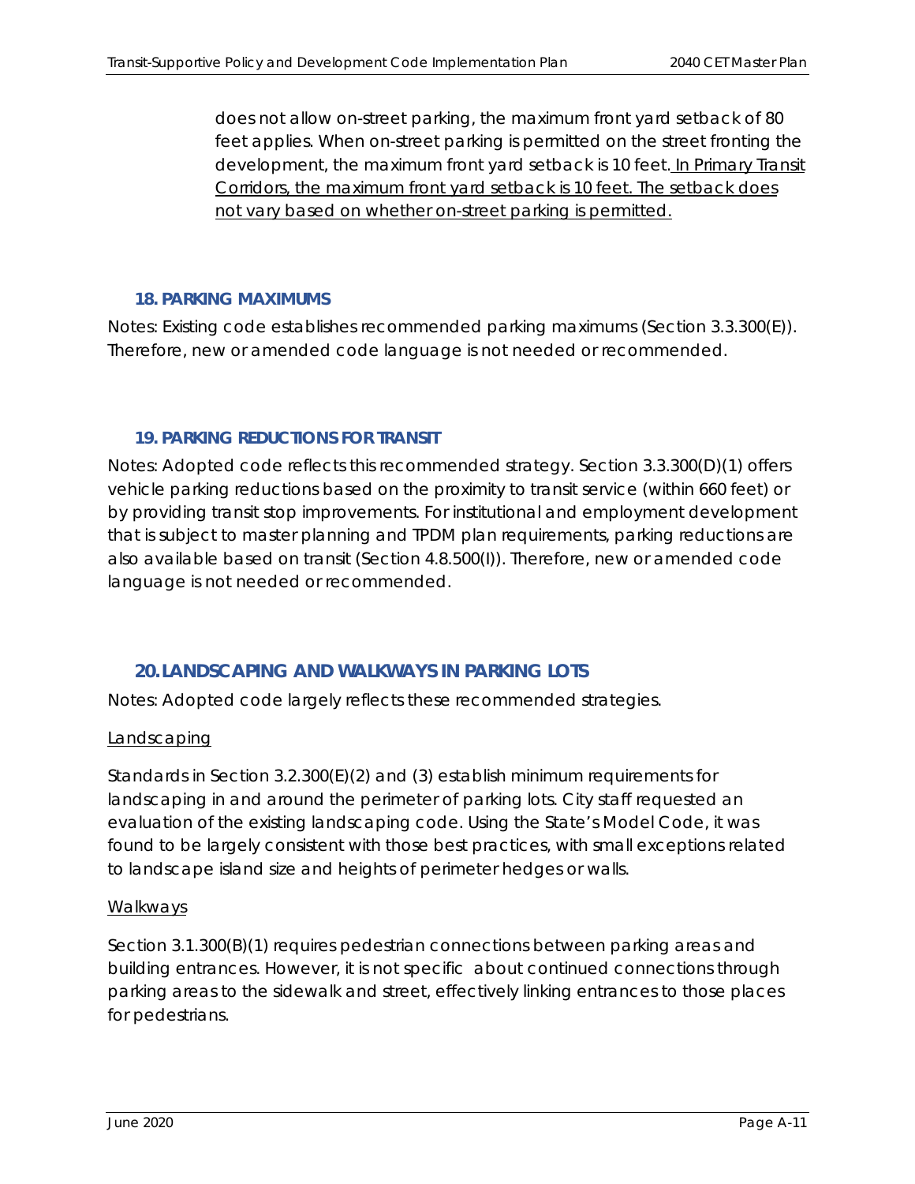does not allow on-street parking, the maximum front yard setback of 80 feet applies. When on-street parking is permitted on the street fronting the development, the maximum front yard setback is 10 feet. <u>In Primary Transit Corridors, the maximum front yard setback is 10 feet. The setback does not vary based on whether on-street parking is permitted.</u>

### 18. PARKING MAXIMUMS

Notes: Existing code establishes recommended parking maximums (Section 3.3.300(E)). Therefore, new or amended code language is not needed or recommended.

### 19. PARKING REDUCTIONS FOR TRANSIT

Notes: Adopted code reflects this recommended strategy. Section 3.3.300(D)(1) offers vehicle parking reductions based on the proximity to transit service (within 660 feet) or by providing transit stop improvements. For institutional and employment development that is subject to master planning and TPDM plan requirements, parking reductions are also available based on transit (Section 4.8.500(I)). Therefore, new or amended code language is not needed or recommended.

## 20. LANDSCAPING AND WALKWAYS IN PARKING LOTS

Notes: Adopted code largely reflects these recommended strategies.

<u>Landscaping</u>

Standards in Section 3.2.300(E)(2) and (3) establish minimum requirements for landscaping in and around the perimeter of parking lots. City staff requested an evaluation of the existing landscaping code. Using the State's Model Code, it was found to be largely consistent with those best practices, with small exceptions related to landscape island size and heights of perimeter hedges or walls.

<u>Walkways</u>

Section 3.1.300(B)(1) requires pedestrian connections between parking areas and building entrances. However, it is not specific about continued connections through parking areas to the sidewalk and street, effectively linking entrances to those places for pedestrians.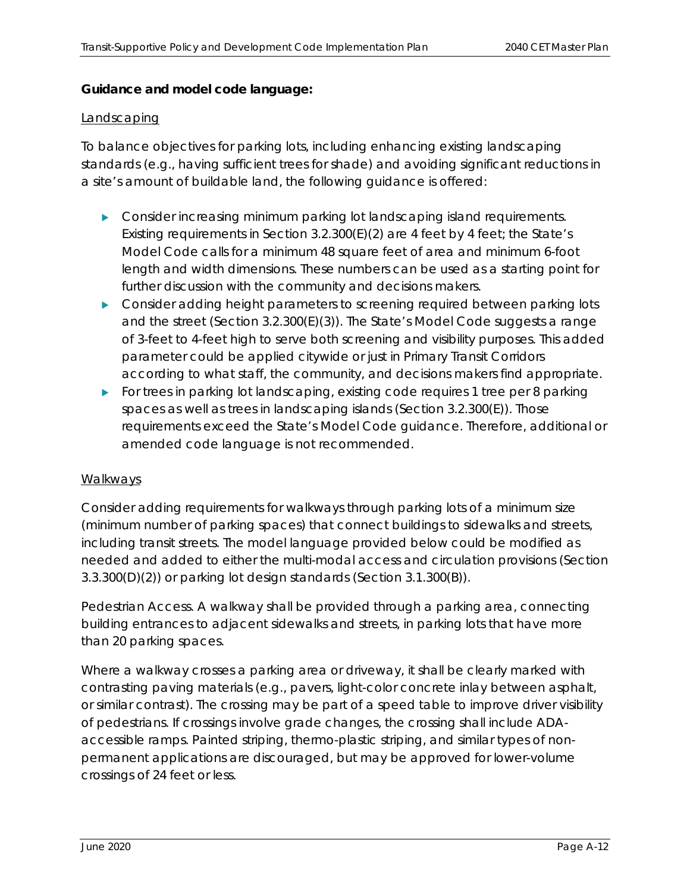**Guidance and model code language:**

Landscaping

*To balance objectives for parking lots, including enhancing existing landscaping standards (e.g., having sufficient trees for shade) and avoiding significant reductions in a site's amount of buildable land, the following guidance is offered:*

- *Consider increasing minimum parking lot landscaping island requirements. Existing requirements in Section 3.2.300(E)(2) are 4 feet by 4 feet; the State's Model Code calls for a minimum 48 square feet of area and minimum 6-foot length and width dimensions. These numbers can be used as a starting point for further discussion with the community and decisions makers.*
- *Consider adding height parameters to screening required between parking lots and the street (Section 3.2.300(E)(3)). The State's Model Code suggests a range of 3-feet to 4-feet high to serve both screening and visibility purposes. This added parameter could be applied citywide or just in Primary Transit Corridors according to what staff, the community, and decisions makers find appropriate.*
- *For trees in parking lot landscaping, existing code requires 1 tree per 8 parking spaces as well as trees in landscaping islands (Section 3.2.300(E)). Those requirements exceed the State's Model Code guidance. Therefore, additional or amended code language is not recommended.*

Walkways

*Consider adding requirements for walkways through parking lots of a minimum size (minimum number of parking spaces) that connect buildings to sidewalks and streets, including transit streets. The model language provided below could be modified as needed and added to either the multi-modal access and circulation provisions (Section 3.3.300(D)(2)) or parking lot design standards (Section 3.1.300(B)).*

*Pedestrian Access. A walkway shall be provided through a parking area, connecting building entrances to adjacent sidewalks and streets, in parking lots that have more than 20 parking spaces.*

*Where a walkway crosses a parking area or driveway, it shall be clearly marked with contrasting paving materials (e.g., pavers, light-color concrete inlay between asphalt, or similar contrast). The crossing may be part of a speed table to improve driver visibility of pedestrians. If crossings involve grade changes, the crossing shall include ADA-accessible ramps. Painted striping, thermo-plastic striping, and similar types of non-permanent applications are discouraged, but may be approved for lower-volume crossings of 24 feet or less.*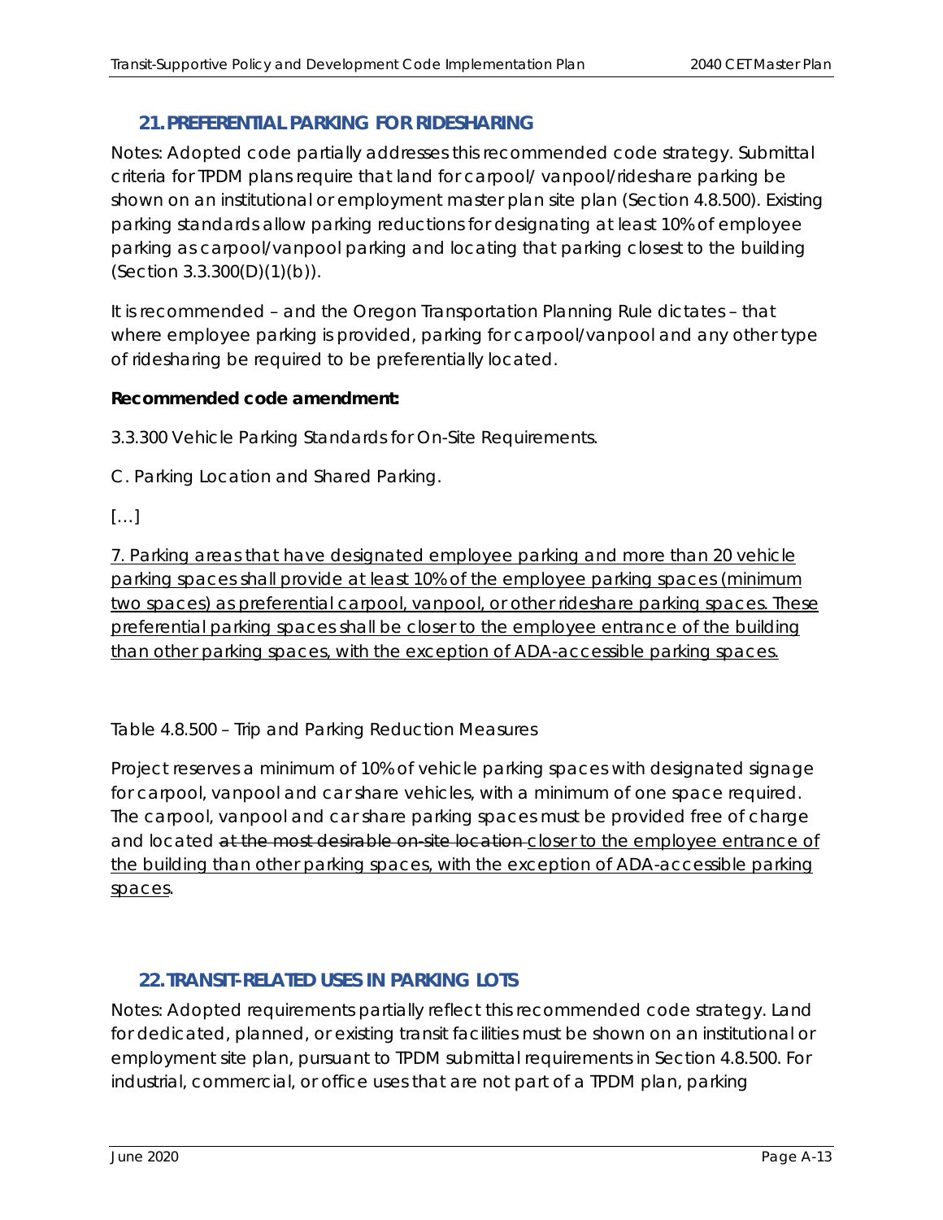## 21. PREFERENTIAL PARKING FOR RIDESHARING

Notes: Adopted code partially addresses this recommended code strategy. Submittal criteria for TPDM plans require that land for carpool/ vanpool/rideshare parking be shown on an institutional or employment master plan site plan (Section 4.8.500). Existing parking standards allow parking reductions for designating at least 10% of employee parking as carpool/vanpool parking and locating that parking closest to the building (Section 3.3.300(D)(1)(b)).

It is recommended – and the Oregon Transportation Planning Rule dictates – that where employee parking is provided, parking for carpool/vanpool and any other type of ridesharing be required to be preferentially located.

**Recommended code amendment:**

3.3.300 Vehicle Parking Standards for On-Site Requirements.

C. Parking Location and Shared Parking.

[…]

<u>7. Parking areas that have designated employee parking and more than 20 vehicle parking spaces shall provide at least 10% of the employee parking spaces (minimum two spaces) as preferential carpool, vanpool, or other rideshare parking spaces. These preferential parking spaces shall be closer to the employee entrance of the building than other parking spaces, with the exception of ADA-accessible parking spaces.</u>

Table 4.8.500 – Trip and Parking Reduction Measures

Project reserves a minimum of 10% of vehicle parking spaces with designated signage for carpool, vanpool and car share vehicles, with a minimum of one space required. The carpool, vanpool and car share parking spaces must be provided free of charge and located ~~at the most desirable on-site location~~ <u>closer to the employee entrance of the building than other parking spaces, with the exception of ADA-accessible parking spaces</u>.

## 22. TRANSIT-RELATED USES IN PARKING LOTS

Notes: Adopted requirements partially reflect this recommended code strategy. Land for dedicated, planned, or existing transit facilities must be shown on an institutional or employment site plan, pursuant to TPDM submittal requirements in Section 4.8.500. For industrial, commercial, or office uses that are not part of a TPDM plan, parking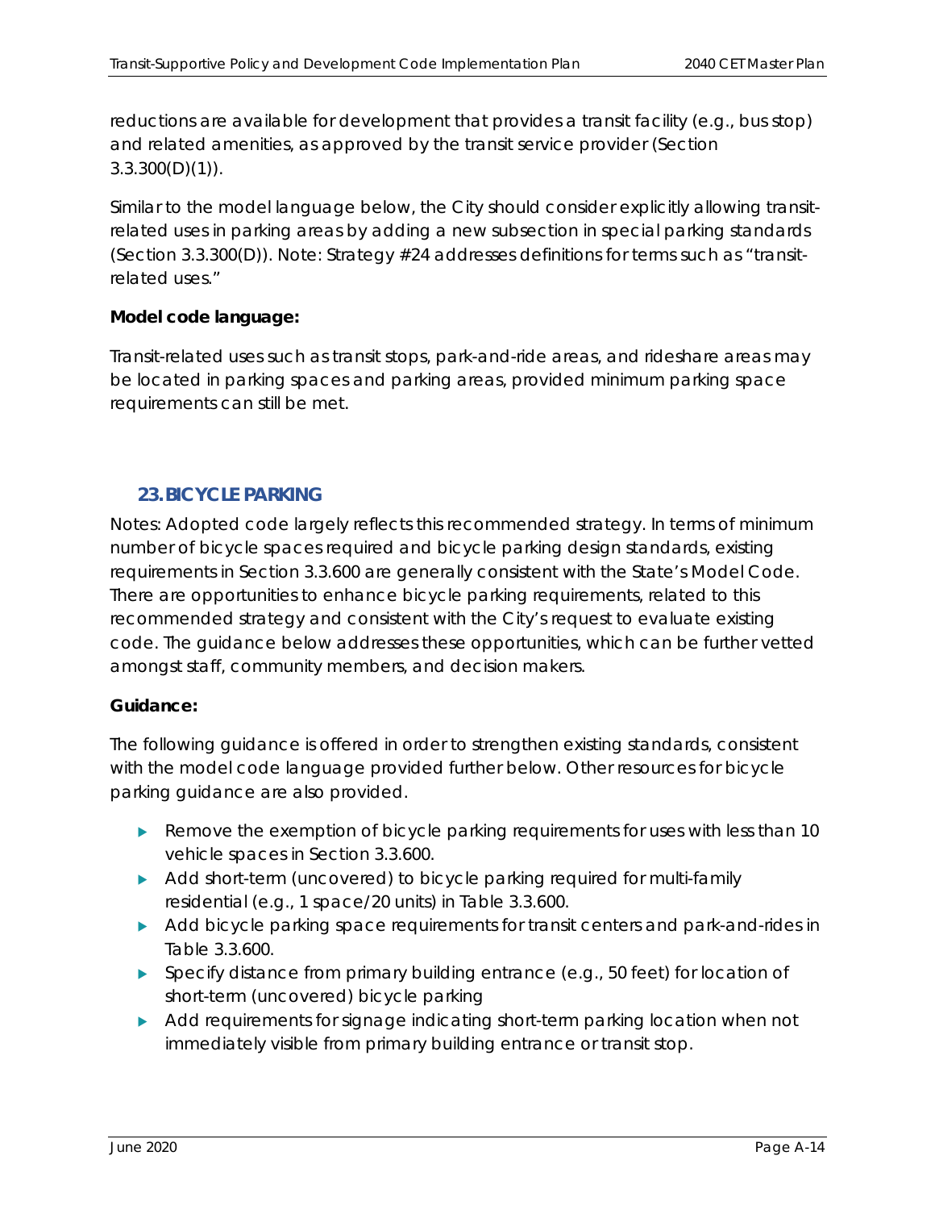reductions are available for development that provides a transit facility (e.g., bus stop) and related amenities, as approved by the transit service provider (Section 3.3.300(D)(1)).

Similar to the model language below, the City should consider explicitly allowing transit-related uses in parking areas by adding a new subsection in special parking standards (Section 3.3.300(D)). Note: Strategy #24 addresses definitions for terms such as "transit-related uses."

**Model code language:**

*Transit-related uses such as transit stops, park-and-ride areas, and rideshare areas may be located in parking spaces and parking areas, provided minimum parking space requirements can still be met.*

## 23. BICYCLE PARKING

Notes: Adopted code largely reflects this recommended strategy. In terms of minimum number of bicycle spaces required and bicycle parking design standards, existing requirements in Section 3.3.600 are generally consistent with the State's Model Code. There are opportunities to enhance bicycle parking requirements, related to this recommended strategy and consistent with the City's request to evaluate existing code. The guidance below addresses these opportunities, which can be further vetted amongst staff, community members, and decision makers.

**Guidance:**

The following guidance is offered in order to strengthen existing standards, consistent with the model code language provided further below. Other resources for bicycle parking guidance are also provided.

- Remove the exemption of bicycle parking requirements for uses with less than 10 vehicle spaces in Section 3.3.600.
- Add short-term (uncovered) to bicycle parking required for multi-family residential (e.g., 1 space/20 units) in Table 3.3.600.
- Add bicycle parking space requirements for transit centers and park-and-rides in Table 3.3.600.
- Specify distance from primary building entrance (e.g., 50 feet) for location of short-term (uncovered) bicycle parking
- Add requirements for signage indicating short-term parking location when not immediately visible from primary building entrance or transit stop.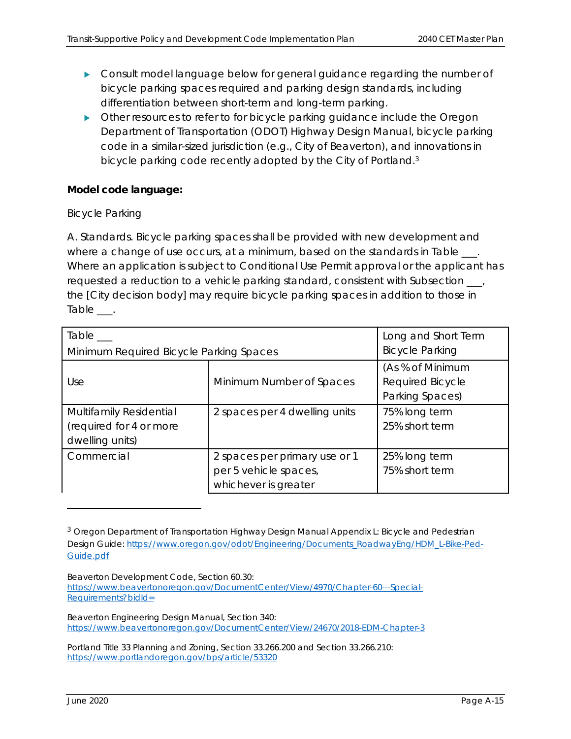- Consult model language below for general guidance regarding the number of bicycle parking spaces required and parking design standards, including differentiation between short-term and long-term parking.
- Other resources to refer to for bicycle parking guidance include the Oregon Department of Transportation (ODOT) Highway Design Manual, bicycle parking code in a similar-sized jurisdiction (e.g., City of Beaverton), and innovations in bicycle parking code recently adopted by the City of Portland.[3]

**Model code language:**

Bicycle Parking

A. Standards. Bicycle parking spaces shall be provided with new development and where a change of use occurs, at a minimum, based on the standards in Table ___. Where an application is subject to Conditional Use Permit approval or the applicant has requested a reduction to a vehicle parking standard, consistent with Subsection ___, the [City decision body] may require bicycle parking spaces in addition to those in Table ___.

| Table ___ Minimum Required Bicycle Parking Spaces | | Long and Short Term Bicycle Parking |
|---|---|---|
| Use | Minimum Number of Spaces | (As % of Minimum Required Bicycle Parking Spaces) |
| Multifamily Residential (required for 4 or more dwelling units) | 2 spaces per 4 dwelling units | 75% long term<br>25% short term |
| Commercial | 2 spaces per primary use or 1 per 5 vehicle spaces, whichever is greater | 25% long term<br>75% short term |

[3] Oregon Department of Transportation Highway Design Manual Appendix L: Bicycle and Pedestrian Design Guide: https://www.oregon.gov/odot/Engineering/Documents_RoadwayEng/HDM_L-Bike-Ped-Guide.pdf

Beaverton Development Code, Section 60.30: https://www.beavertonoregon.gov/DocumentCenter/View/4970/Chapter-60---Special-Requirements?bidId=

Beaverton Engineering Design Manual, Section 340: https://www.beavertonoregon.gov/DocumentCenter/View/24670/2018-EDM-Chapter-3

Portland Title 33 Planning and Zoning, Section 33.266.200 and Section 33.266.210: https://www.portlandoregon.gov/bps/article/53320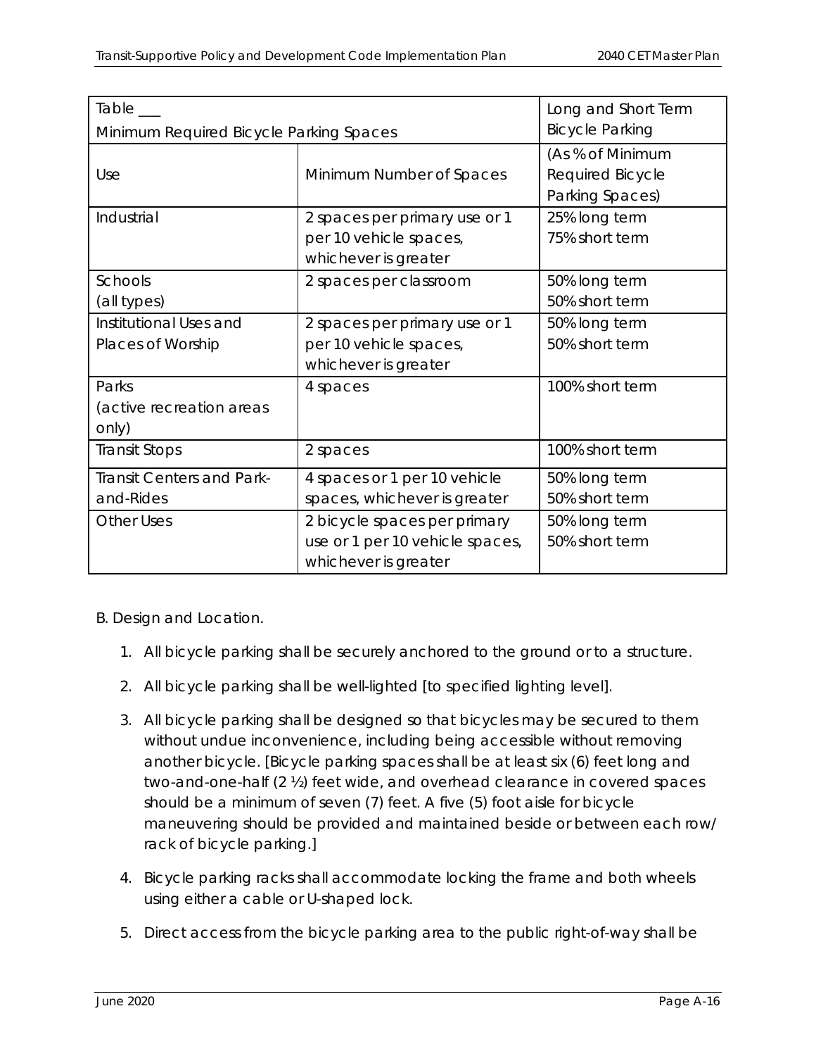| Table ___ Minimum Required Bicycle Parking Spaces | | Long and Short Term Bicycle Parking |
|---|---|---|
| Use | Minimum Number of Spaces | (As % of Minimum Required Bicycle Parking Spaces) |
| Industrial | 2 spaces per primary use or 1 per 10 vehicle spaces, whichever is greater | 25% long term<br>75% short term |
| Schools (all types) | 2 spaces per classroom | 50% long term<br>50% short term |
| Institutional Uses and Places of Worship | 2 spaces per primary use or 1 per 10 vehicle spaces, whichever is greater | 50% long term<br>50% short term |
| Parks (active recreation areas only) | 4 spaces | 100% short term |
| Transit Stops | 2 spaces | 100% short term |
| Transit Centers and Park-and-Rides | 4 spaces or 1 per 10 vehicle spaces, whichever is greater | 50% long term<br>50% short term |
| Other Uses | 2 bicycle spaces per primary use or 1 per 10 vehicle spaces, whichever is greater | 50% long term<br>50% short term |

B. Design and Location.

1. All bicycle parking shall be securely anchored to the ground or to a structure.
2. All bicycle parking shall be well-lighted [to specified lighting level].
3. All bicycle parking shall be designed so that bicycles may be secured to them without undue inconvenience, including being accessible without removing another bicycle. [Bicycle parking spaces shall be at least six (6) feet long and two-and-one-half (2 ½) feet wide, and overhead clearance in covered spaces should be a minimum of seven (7) feet. A five (5) foot aisle for bicycle maneuvering should be provided and maintained beside or between each row/ rack of bicycle parking.]
4. Bicycle parking racks shall accommodate locking the frame and both wheels using either a cable or U-shaped lock.
5. Direct access from the bicycle parking area to the public right-of-way shall be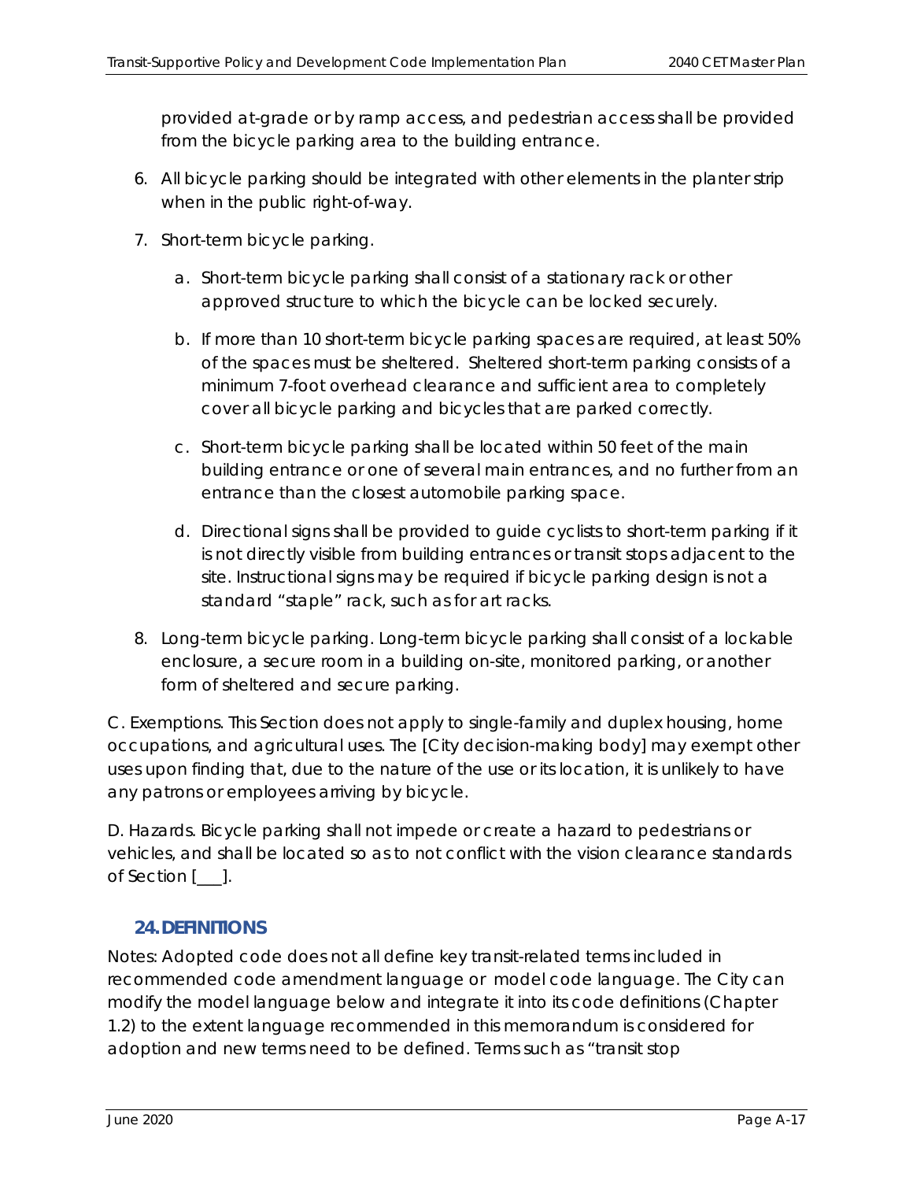provided at-grade or by ramp access, and pedestrian access shall be provided from the bicycle parking area to the building entrance.

6. All bicycle parking should be integrated with other elements in the planter strip when in the public right-of-way.
7. Short-term bicycle parking.
   a. Short-term bicycle parking shall consist of a stationary rack or other approved structure to which the bicycle can be locked securely.
   b. If more than 10 short-term bicycle parking spaces are required, at least 50% of the spaces must be sheltered. Sheltered short-term parking consists of a minimum 7-foot overhead clearance and sufficient area to completely cover all bicycle parking and bicycles that are parked correctly.
   c. Short-term bicycle parking shall be located within 50 feet of the main building entrance or one of several main entrances, and no further from an entrance than the closest automobile parking space.
   d. Directional signs shall be provided to guide cyclists to short-term parking if it is not directly visible from building entrances or transit stops adjacent to the site. Instructional signs may be required if bicycle parking design is not a standard "staple" rack, such as for art racks.
8. Long-term bicycle parking. Long-term bicycle parking shall consist of a lockable enclosure, a secure room in a building on-site, monitored parking, or another form of sheltered and secure parking.

C. Exemptions. This Section does not apply to single-family and duplex housing, home occupations, and agricultural uses. The [City decision-making body] may exempt other uses upon finding that, due to the nature of the use or its location, it is unlikely to have any patrons or employees arriving by bicycle.

D. Hazards. Bicycle parking shall not impede or create a hazard to pedestrians or vehicles, and shall be located so as to not conflict with the vision clearance standards of Section [___].

## 24. DEFINITIONS

Notes: Adopted code does not all define key transit-related terms included in recommended code amendment language or model code language. The City can modify the model language below and integrate it into its code definitions (Chapter 1.2) to the extent language recommended in this memorandum is considered for adoption and new terms need to be defined. Terms such as "transit stop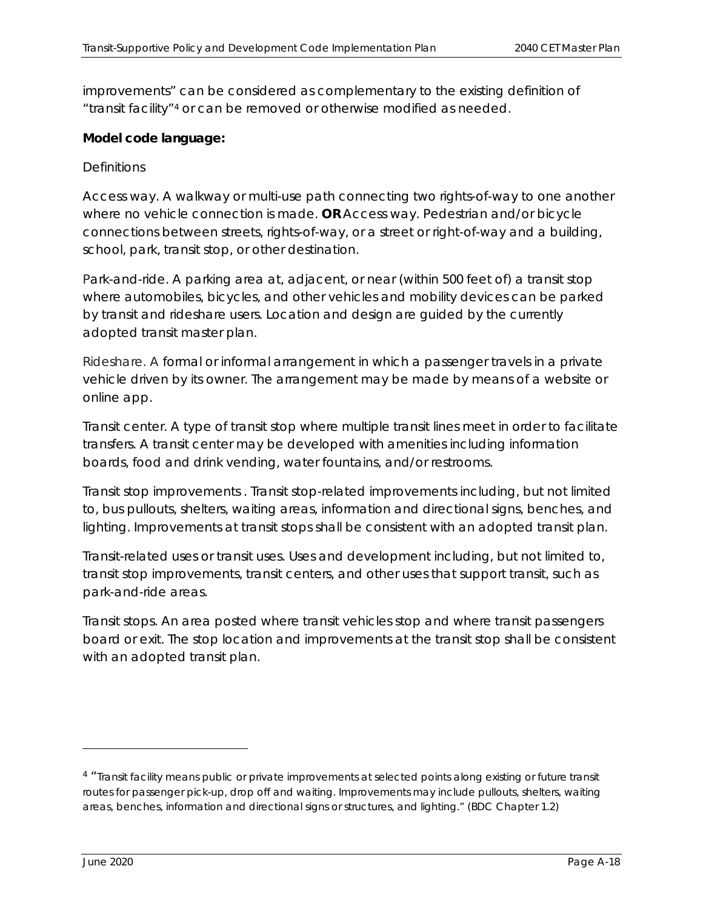improvements" can be considered as complementary to the existing definition of "transit facility"[4] or can be removed or otherwise modified as needed.

**Model code language:**

Definitions

Access way. A walkway or multi-use path connecting two rights-of-way to one another where no vehicle connection is made. **OR** Access way. Pedestrian and/or bicycle connections between streets, rights-of-way, or a street or right-of-way and a building, school, park, transit stop, or other destination.

Park-and-ride. A parking area at, adjacent, or near (within 500 feet of) a transit stop where automobiles, bicycles, and other vehicles and mobility devices can be parked by transit and rideshare users. Location and design are guided by the currently adopted transit master plan.

Rideshare. A formal or informal arrangement in which a passenger travels in a private vehicle driven by its owner. The arrangement may be made by means of a website or online app.

Transit center. A type of transit stop where multiple transit lines meet in order to facilitate transfers. A transit center may be developed with amenities including information boards, food and drink vending, water fountains, and/or restrooms.

Transit stop improvements . Transit stop-related improvements including, but not limited to, bus pullouts, shelters, waiting areas, information and directional signs, benches, and lighting. Improvements at transit stops shall be consistent with an adopted transit plan.

Transit-related uses or transit uses. Uses and development including, but not limited to, transit stop improvements, transit centers, and other uses that support transit, such as park-and-ride areas.

Transit stops. An area posted where transit vehicles stop and where transit passengers board or exit. The stop location and improvements at the transit stop shall be consistent with an adopted transit plan.

---

[4] "Transit facility means public or private improvements at selected points along existing or future transit routes for passenger pick-up, drop off and waiting. Improvements may include pullouts, shelters, waiting areas, benches, information and directional signs or structures, and lighting." (BDC Chapter 1.2)